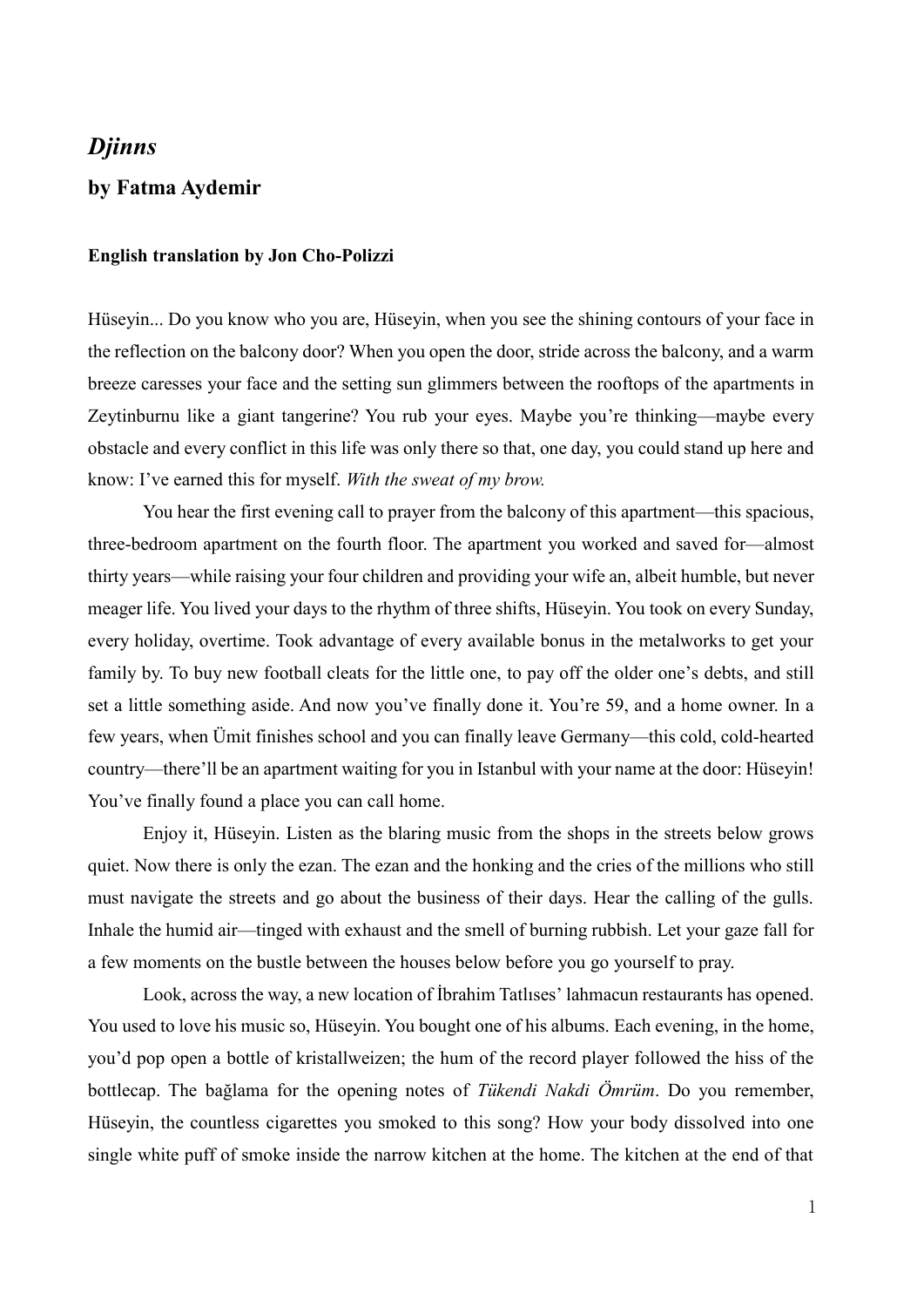# *Djinns*

## by Fatma Aydemir

**English translation by Jon Cho-Polizzi**

Hüseyin... Do you know who you are, Hüseyin, when you see the shining contours of your face in the reflection on the balcony door? When you open the door, stride across the balcony, and a warm breeze caresses your face and the setting sun glimmers between the rooftops of the apartments in Zeytinburnu like a giant tangerine? You rub your eyes. Maybe you're thinking—maybe every obstacle and every conflict in this life was only there so that, one day, you could stand up here and know: I've earned this for myself. *With the sweat of my brow.*

You hear the first evening call to prayer from the balcony of this apartment—this spacious, three-bedroom apartment on the fourth floor. The apartment you worked and saved for—almost thirty years—while raising your four children and providing your wife an, albeit humble, but never meager life. You lived your days to the rhythm of three shifts, Hüseyin. You took on every Sunday, every holiday, overtime. Took advantage of every available bonus in the metalworks to get your family by. To buy new football cleats for the little one, to pay off the older one's debts, and still set a little something aside. And now you've finally done it. You're 59, and a home owner. In a few years, when Ümit finishes school and you can finally leave Germany—this cold, cold-hearted country—there'll be an apartment waiting for you in Istanbul with your name at the door: Hüseyin! You've finally found a place you can call home.

Enjoy it, Hüseyin. Listen as the blaring music from the shops in the streets below grows quiet. Now there is only the ezan. The ezan and the honking and the cries of the millions who still must navigate the streets and go about the business of their days. Hear the calling of the gulls. Inhale the humid air—tinged with exhaust and the smell of burning rubbish. Let your gaze fall for a few moments on the bustle between the houses below before you go yourself to pray.

Look, across the way, a new location of İbrahim Tatlıses' lahmacun restaurants has opened. You used to love his music so, Hüseyin. You bought one of his albums. Each evening, in the home, you'd pop open a bottle of kristallweizen; the hum of the record player followed the hiss of the bottlecap. The bağlama for the opening notes of *Tükendi Nakdi Ömrüm*. Do you remember, Hüseyin, the countless cigarettes you smoked to this song? How your body dissolved into one single white puff of smoke inside the narrow kitchen at the home. The kitchen at the end of that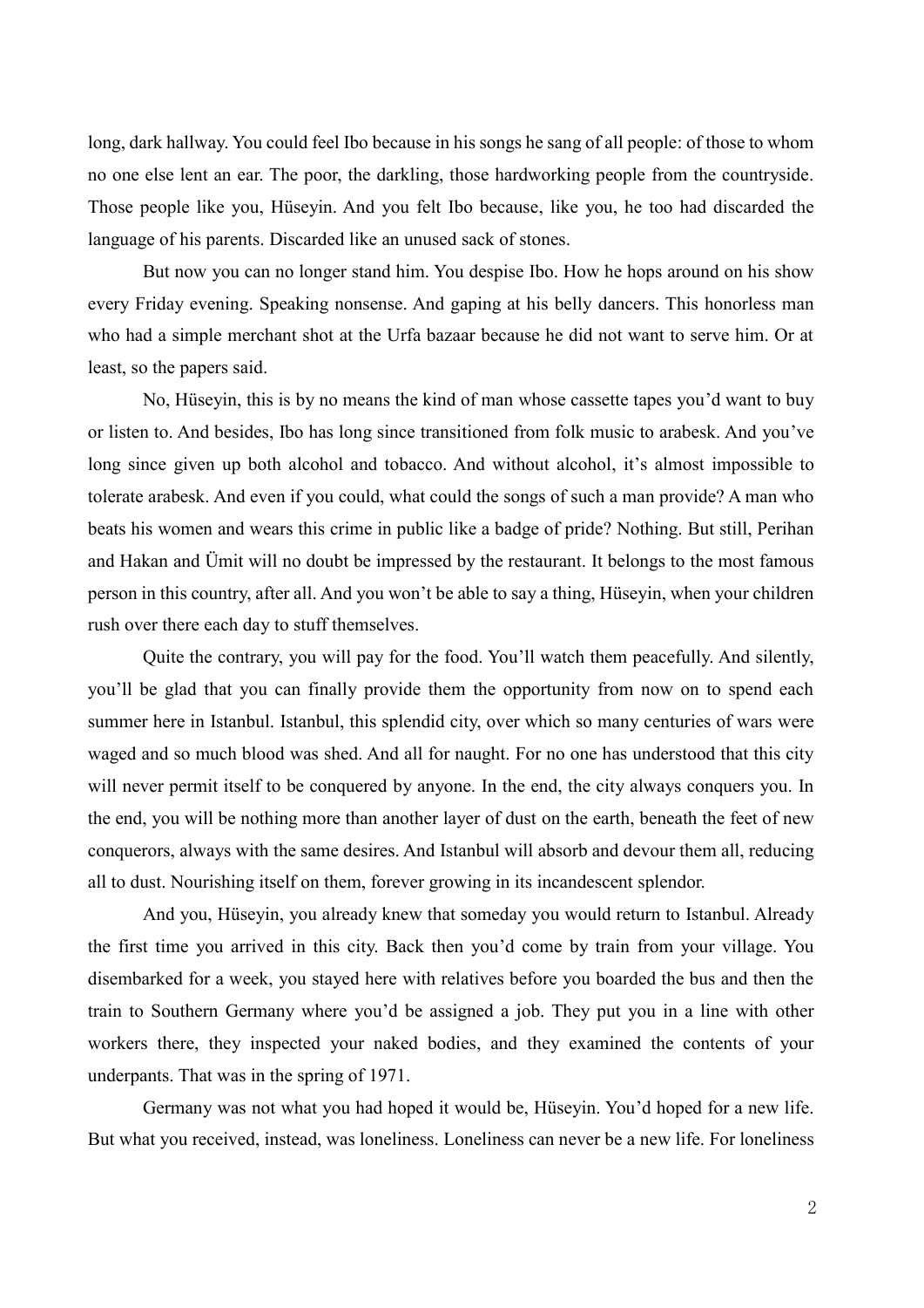long, dark hallway. You could feel Ibo because in his songs he sang of all people: of those to whom no one else lent an ear. The poor, the darkling, those hardworking people from the countryside. Those people like you, Hüseyin. And you felt Ibo because, like you, he too had discarded the language of his parents. Discarded like an unused sack of stones.

But now you can no longer stand him. You despise Ibo. How he hops around on his show every Friday evening. Speaking nonsense. And gaping at his belly dancers. This honorless man who had a simple merchant shot at the Urfa bazaar because he did not want to serve him. Or at least, so the papers said.

No, Hüseyin, this is by no means the kind of man whose cassette tapes you'd want to buy or listen to. And besides, Ibo has long since transitioned from folk music to arabesk. And you've long since given up both alcohol and tobacco. And without alcohol, it's almost impossible to tolerate arabesk. And even if you could, what could the songs of such a man provide? A man who beats his women and wears this crime in public like a badge of pride? Nothing. But still, Perihan and Hakan and Ümit will no doubt be impressed by the restaurant. It belongs to the most famous person in this country, after all. And you won't be able to say a thing, Hüseyin, when your children rush over there each day to stuff themselves.

Quite the contrary, you will pay for the food. You'll watch them peacefully. And silently, you'll be glad that you can finally provide them the opportunity from now on to spend each summer here in Istanbul. Istanbul, this splendid city, over which so many centuries of wars were waged and so much blood was shed. And all for naught. For no one has understood that this city will never permit itself to be conquered by anyone. In the end, the city always conquers you. In the end, you will be nothing more than another layer of dust on the earth, beneath the feet of new conquerors, always with the same desires. And Istanbul will absorb and devour them all, reducing all to dust. Nourishing itself on them, forever growing in its incandescent splendor.

And you, Hüseyin, you already knew that someday you would return to Istanbul. Already the first time you arrived in this city. Back then you'd come by train from your village. You disembarked for a week, you stayed here with relatives before you boarded the bus and then the train to Southern Germany where you'd be assigned a job. They put you in a line with other workers there, they inspected your naked bodies, and they examined the contents of your underpants. That was in the spring of 1971.

Germany was not what you had hoped it would be, Hüseyin. You'd hoped for a new life. But what you received, instead, was loneliness. Loneliness can never be a new life. For loneliness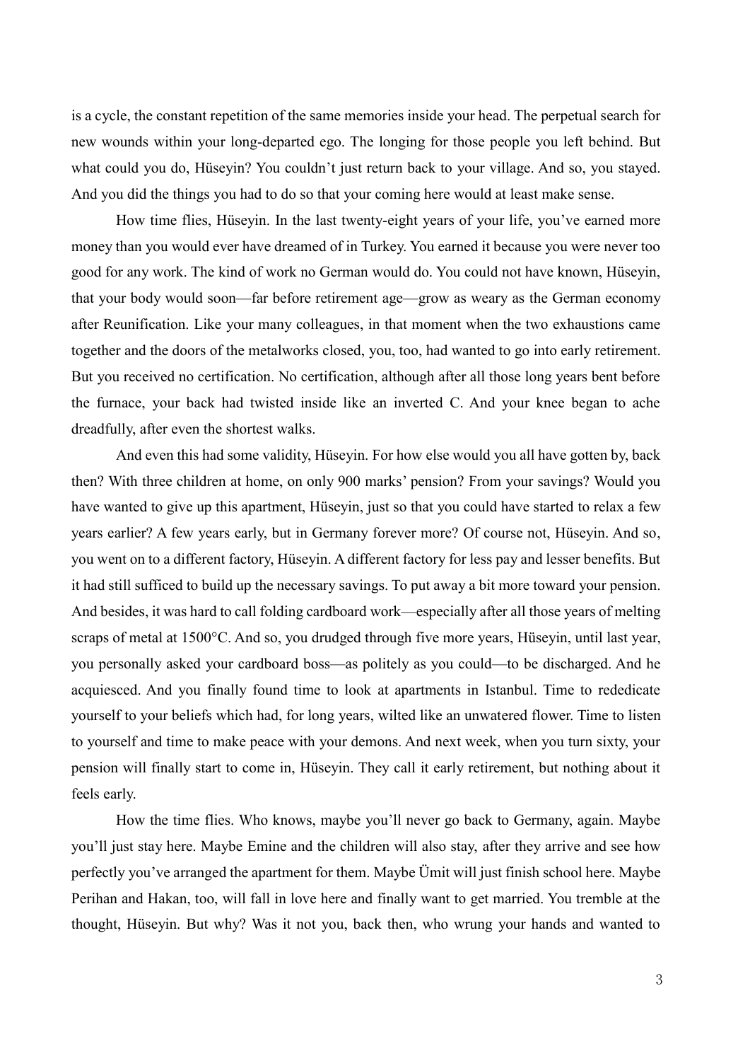is a cycle, the constant repetition of the same memories inside your head. The perpetual search for new wounds within your long-departed ego. The longing for those people you left behind. But what could you do, Hüseyin? You couldn't just return back to your village. And so, you stayed. And you did the things you had to do so that your coming here would at least make sense.

How time flies, Hüseyin. In the last twenty-eight years of your life, you've earned more money than you would ever have dreamed of in Turkey. You earned it because you were never too good for any work. The kind of work no German would do. You could not have known, Hüseyin, that your body would soon—far before retirement age—grow as weary as the German economy after Reunification. Like your many colleagues, in that moment when the two exhaustions came together and the doors of the metalworks closed, you, too, had wanted to go into early retirement. But you received no certification. No certification, although after all those long years bent before the furnace, your back had twisted inside like an inverted C. And your knee began to ache dreadfully, after even the shortest walks.

And even this had some validity, Hüseyin. For how else would you all have gotten by, back then? With three children at home, on only 900 marks' pension? From your savings? Would you have wanted to give up this apartment, Hüseyin, just so that you could have started to relax a few years earlier? A few years early, but in Germany forever more? Of course not, Hüseyin. And so, you went on to a different factory, Hüseyin. A different factory for less pay and lesser benefits. But it had still sufficed to build up the necessary savings. To put away a bit more toward your pension. And besides, it was hard to call folding cardboard work—especially after all those years of melting scraps of metal at 1500°C. And so, you drudged through five more years, Hüseyin, until last year, you personally asked your cardboard boss—as politely as you could—to be discharged. And he acquiesced. And you finally found time to look at apartments in Istanbul. Time to rededicate yourself to your beliefs which had, for long years, wilted like an unwatered flower. Time to listen to yourself and time to make peace with your demons. And next week, when you turn sixty, your pension will finally start to come in, Hüseyin. They call it early retirement, but nothing about it feels early.

How the time flies. Who knows, maybe you'll never go back to Germany, again. Maybe you'll just stay here. Maybe Emine and the children will also stay, after they arrive and see how perfectly you've arranged the apartment for them. Maybe Ümit will just finish school here. Maybe Perihan and Hakan, too, will fall in love here and finally want to get married. You tremble at the thought, Hüseyin. But why? Was it not you, back then, who wrung your hands and wanted to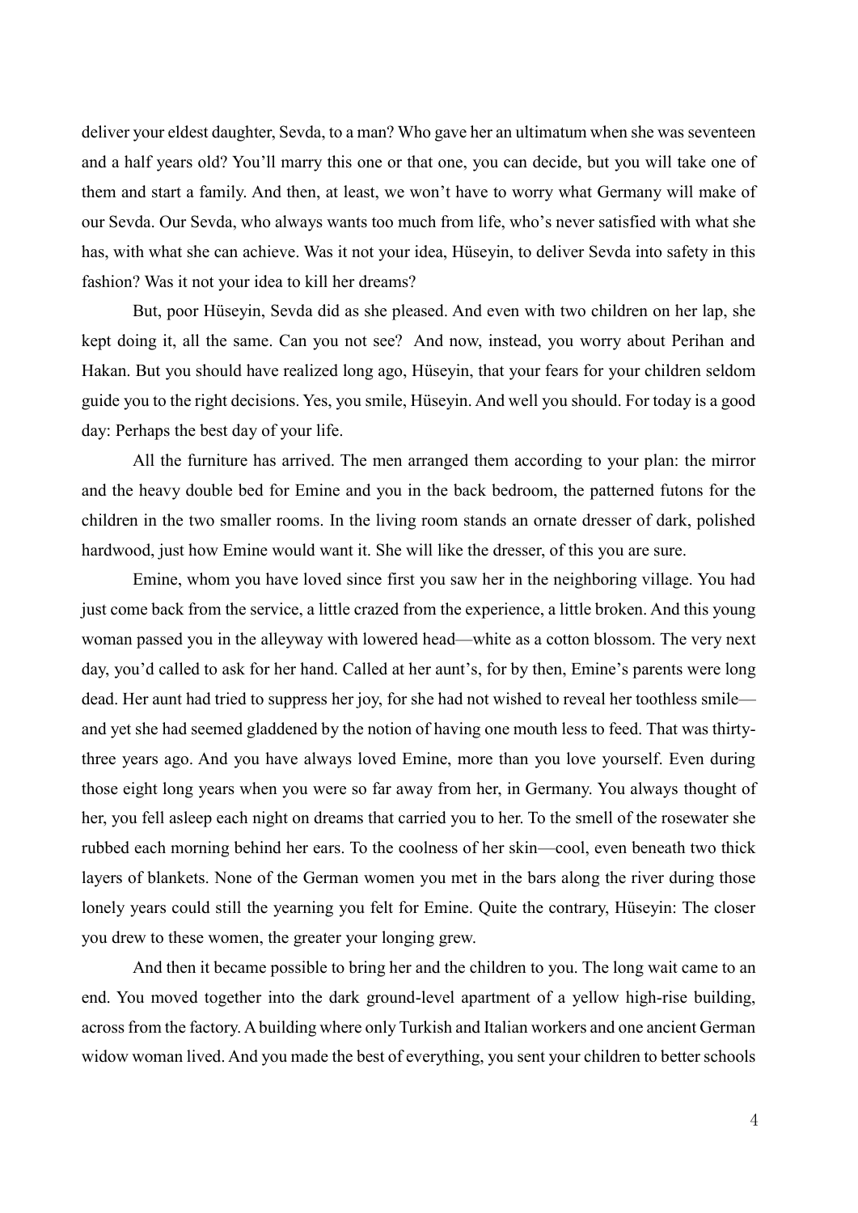deliver your eldest daughter, Sevda, to a man? Who gave her an ultimatum when she was seventeen and a half years old? You'll marry this one or that one, you can decide, but you will take one of them and start a family. And then, at least, we won't have to worry what Germany will make of our Sevda. Our Sevda, who always wants too much from life, who's never satisfied with what she has, with what she can achieve. Was it not your idea, Hüseyin, to deliver Sevda into safety in this fashion? Was it not your idea to kill her dreams?

But, poor Hüseyin, Sevda did as she pleased. And even with two children on her lap, she kept doing it, all the same. Can you not see? And now, instead, you worry about Perihan and Hakan. But you should have realized long ago, Hüseyin, that your fears for your children seldom guide you to the right decisions. Yes, you smile, Hüseyin. And well you should. For today is a good day: Perhaps the best day of your life.

All the furniture has arrived. The men arranged them according to your plan: the mirror and the heavy double bed for Emine and you in the back bedroom, the patterned futons for the children in the two smaller rooms. In the living room stands an ornate dresser of dark, polished hardwood, just how Emine would want it. She will like the dresser, of this you are sure.

Emine, whom you have loved since first you saw her in the neighboring village. You had just come back from the service, a little crazed from the experience, a little broken. And this young woman passed you in the alleyway with lowered head—white as a cotton blossom. The very next day, you'd called to ask for her hand. Called at her aunt's, for by then, Emine's parents were long dead. Her aunt had tried to suppress her joy, for she had not wished to reveal her toothless smile—and yet she had seemed gladdened by the notion of having one mouth less to feed. That was thirty-three years ago. And you have always loved Emine, more than you love yourself. Even during those eight long years when you were so far away from her, in Germany. You always thought of her, you fell asleep each night on dreams that carried you to her. To the smell of the rosewater she rubbed each morning behind her ears. To the coolness of her skin—cool, even beneath two thick layers of blankets. None of the German women you met in the bars along the river during those lonely years could still the yearning you felt for Emine. Quite the contrary, Hüseyin: The closer you drew to these women, the greater your longing grew.

And then it became possible to bring her and the children to you. The long wait came to an end. You moved together into the dark ground-level apartment of a yellow high-rise building, across from the factory. A building where only Turkish and Italian workers and one ancient German widow woman lived. And you made the best of everything, you sent your children to better schools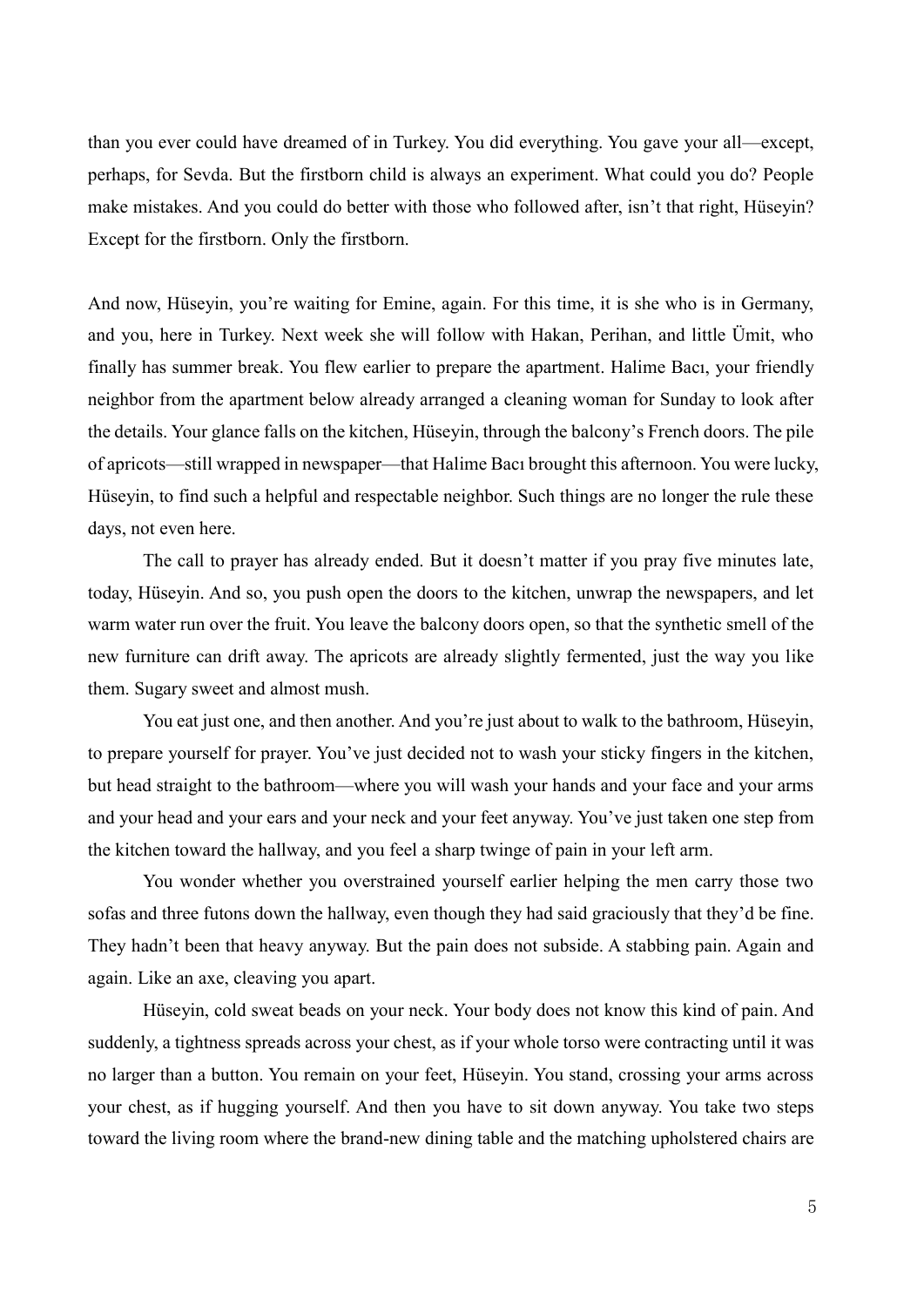than you ever could have dreamed of in Turkey. You did everything. You gave your all—except, perhaps, for Sevda. But the firstborn child is always an experiment. What could you do? People make mistakes. And you could do better with those who followed after, isn't that right, Hüseyin? Except for the firstborn. Only the firstborn.

And now, Hüseyin, you're waiting for Emine, again. For this time, it is she who is in Germany, and you, here in Turkey. Next week she will follow with Hakan, Perihan, and little Ümit, who finally has summer break. You flew earlier to prepare the apartment. Halime Bacı, your friendly neighbor from the apartment below already arranged a cleaning woman for Sunday to look after the details. Your glance falls on the kitchen, Hüseyin, through the balcony's French doors. The pile of apricots—still wrapped in newspaper—that Halime Bacı brought this afternoon. You were lucky, Hüseyin, to find such a helpful and respectable neighbor. Such things are no longer the rule these days, not even here.

The call to prayer has already ended. But it doesn't matter if you pray five minutes late, today, Hüseyin. And so, you push open the doors to the kitchen, unwrap the newspapers, and let warm water run over the fruit. You leave the balcony doors open, so that the synthetic smell of the new furniture can drift away. The apricots are already slightly fermented, just the way you like them. Sugary sweet and almost mush.

You eat just one, and then another. And you're just about to walk to the bathroom, Hüseyin, to prepare yourself for prayer. You've just decided not to wash your sticky fingers in the kitchen, but head straight to the bathroom—where you will wash your hands and your face and your arms and your head and your ears and your neck and your feet anyway. You've just taken one step from the kitchen toward the hallway, and you feel a sharp twinge of pain in your left arm.

You wonder whether you overstrained yourself earlier helping the men carry those two sofas and three futons down the hallway, even though they had said graciously that they'd be fine. They hadn't been that heavy anyway. But the pain does not subside. A stabbing pain. Again and again. Like an axe, cleaving you apart.

Hüseyin, cold sweat beads on your neck. Your body does not know this kind of pain. And suddenly, a tightness spreads across your chest, as if your whole torso were contracting until it was no larger than a button. You remain on your feet, Hüseyin. You stand, crossing your arms across your chest, as if hugging yourself. And then you have to sit down anyway. You take two steps toward the living room where the brand-new dining table and the matching upholstered chairs are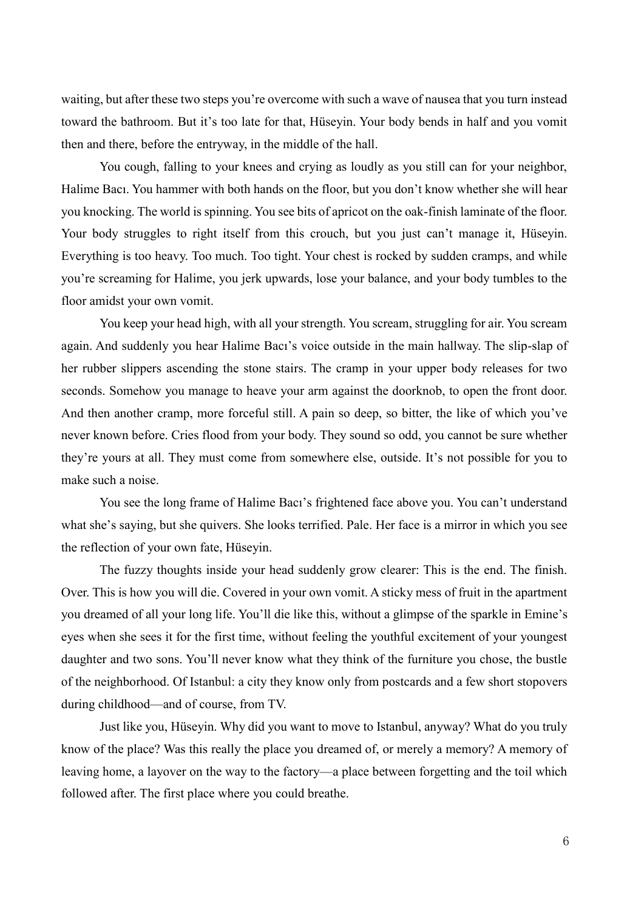waiting, but after these two steps you're overcome with such a wave of nausea that you turn instead toward the bathroom. But it's too late for that, Hüseyin. Your body bends in half and you vomit then and there, before the entryway, in the middle of the hall.

You cough, falling to your knees and crying as loudly as you still can for your neighbor, Halime Bacı. You hammer with both hands on the floor, but you don't know whether she will hear you knocking. The world is spinning. You see bits of apricot on the oak-finish laminate of the floor. Your body struggles to right itself from this crouch, but you just can't manage it, Hüseyin. Everything is too heavy. Too much. Too tight. Your chest is rocked by sudden cramps, and while you're screaming for Halime, you jerk upwards, lose your balance, and your body tumbles to the floor amidst your own vomit.

You keep your head high, with all your strength. You scream, struggling for air. You scream again. And suddenly you hear Halime Bacı's voice outside in the main hallway. The slip-slap of her rubber slippers ascending the stone stairs. The cramp in your upper body releases for two seconds. Somehow you manage to heave your arm against the doorknob, to open the front door. And then another cramp, more forceful still. A pain so deep, so bitter, the like of which you've never known before. Cries flood from your body. They sound so odd, you cannot be sure whether they're yours at all. They must come from somewhere else, outside. It's not possible for you to make such a noise.

You see the long frame of Halime Bacı's frightened face above you. You can't understand what she's saying, but she quivers. She looks terrified. Pale. Her face is a mirror in which you see the reflection of your own fate, Hüseyin.

The fuzzy thoughts inside your head suddenly grow clearer: This is the end. The finish. Over. This is how you will die. Covered in your own vomit. A sticky mess of fruit in the apartment you dreamed of all your long life. You'll die like this, without a glimpse of the sparkle in Emine's eyes when she sees it for the first time, without feeling the youthful excitement of your youngest daughter and two sons. You'll never know what they think of the furniture you chose, the bustle of the neighborhood. Of Istanbul: a city they know only from postcards and a few short stopovers during childhood—and of course, from TV.

Just like you, Hüseyin. Why did you want to move to Istanbul, anyway? What do you truly know of the place? Was this really the place you dreamed of, or merely a memory? A memory of leaving home, a layover on the way to the factory—a place between forgetting and the toil which followed after. The first place where you could breathe.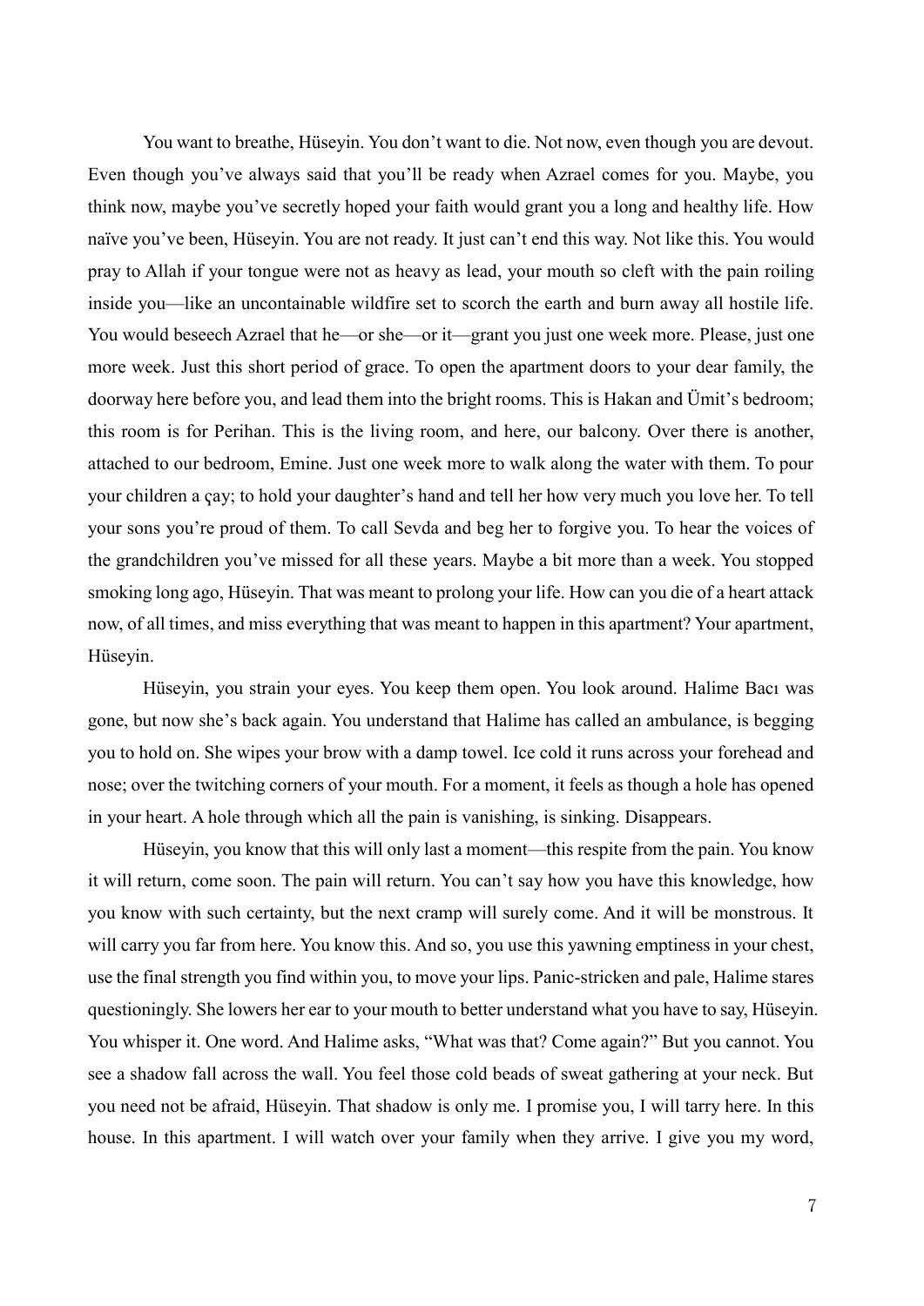You want to breathe, Hüseyin. You don't want to die. Not now, even though you are devout. Even though you've always said that you'll be ready when Azrael comes for you. Maybe, you think now, maybe you've secretly hoped your faith would grant you a long and healthy life. How naïve you've been, Hüseyin. You are not ready. It just can't end this way. Not like this. You would pray to Allah if your tongue were not as heavy as lead, your mouth so cleft with the pain roiling inside you—like an uncontainable wildfire set to scorch the earth and burn away all hostile life. You would beseech Azrael that he—or she—or it—grant you just one week more. Please, just one more week. Just this short period of grace. To open the apartment doors to your dear family, the doorway here before you, and lead them into the bright rooms. This is Hakan and Ümit's bedroom; this room is for Perihan. This is the living room, and here, our balcony. Over there is another, attached to our bedroom, Emine. Just one week more to walk along the water with them. To pour your children a çay; to hold your daughter's hand and tell her how very much you love her. To tell your sons you're proud of them. To call Sevda and beg her to forgive you. To hear the voices of the grandchildren you've missed for all these years. Maybe a bit more than a week. You stopped smoking long ago, Hüseyin. That was meant to prolong your life. How can you die of a heart attack now, of all times, and miss everything that was meant to happen in this apartment? Your apartment, Hüseyin.

Hüseyin, you strain your eyes. You keep them open. You look around. Halime Bacı was gone, but now she's back again. You understand that Halime has called an ambulance, is begging you to hold on. She wipes your brow with a damp towel. Ice cold it runs across your forehead and nose; over the twitching corners of your mouth. For a moment, it feels as though a hole has opened in your heart. A hole through which all the pain is vanishing, is sinking. Disappears.

Hüseyin, you know that this will only last a moment—this respite from the pain. You know it will return, come soon. The pain will return. You can't say how you have this knowledge, how you know with such certainty, but the next cramp will surely come. And it will be monstrous. It will carry you far from here. You know this. And so, you use this yawning emptiness in your chest, use the final strength you find within you, to move your lips. Panic-stricken and pale, Halime stares questioningly. She lowers her ear to your mouth to better understand what you have to say, Hüseyin. You whisper it. One word. And Halime asks, "What was that? Come again?" But you cannot. You see a shadow fall across the wall. You feel those cold beads of sweat gathering at your neck. But you need not be afraid, Hüseyin. That shadow is only me. I promise you, I will tarry here. In this house. In this apartment. I will watch over your family when they arrive. I give you my word,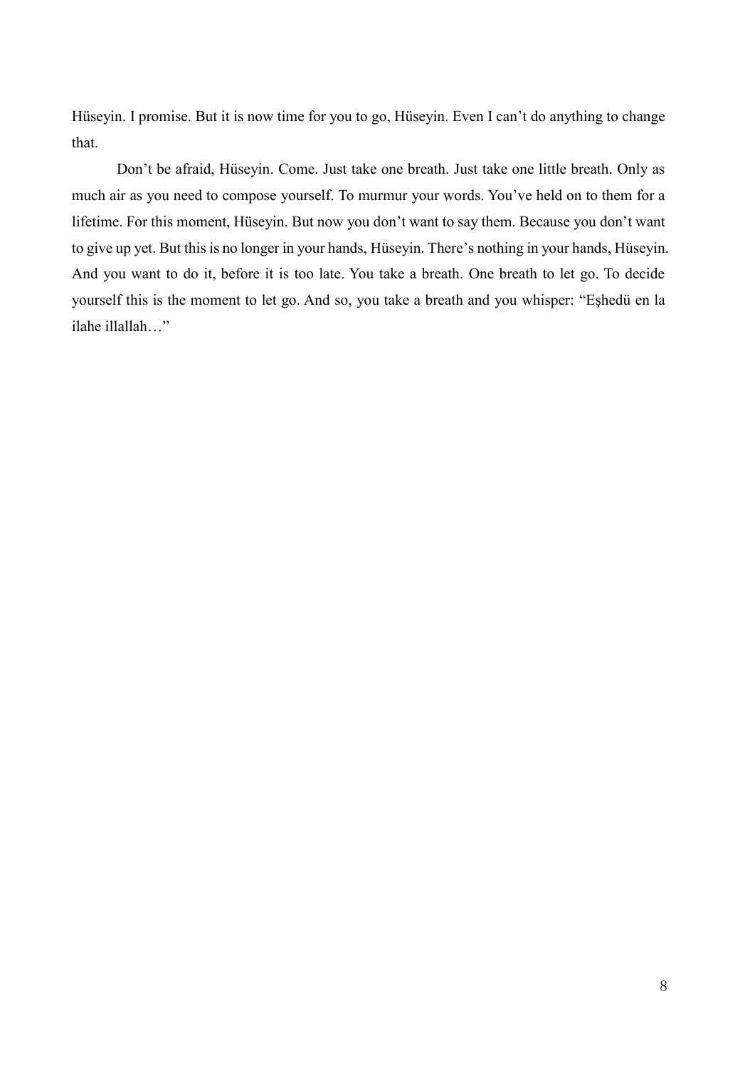Hüseyin. I promise. But it is now time for you to go, Hüseyin. Even I can't do anything to change that.

Don't be afraid, Hüseyin. Come. Just take one breath. Just take one little breath. Only as much air as you need to compose yourself. To murmur your words. You've held on to them for a lifetime. For this moment, Hüseyin. But now you don't want to say them. Because you don't want to give up yet. But this is no longer in your hands, Hüseyin. There's nothing in your hands, Hüseyin. And you want to do it, before it is too late. You take a breath. One breath to let go. To decide yourself this is the moment to let go. And so, you take a breath and you whisper: "Eşhedü en la ilahe illallah…"